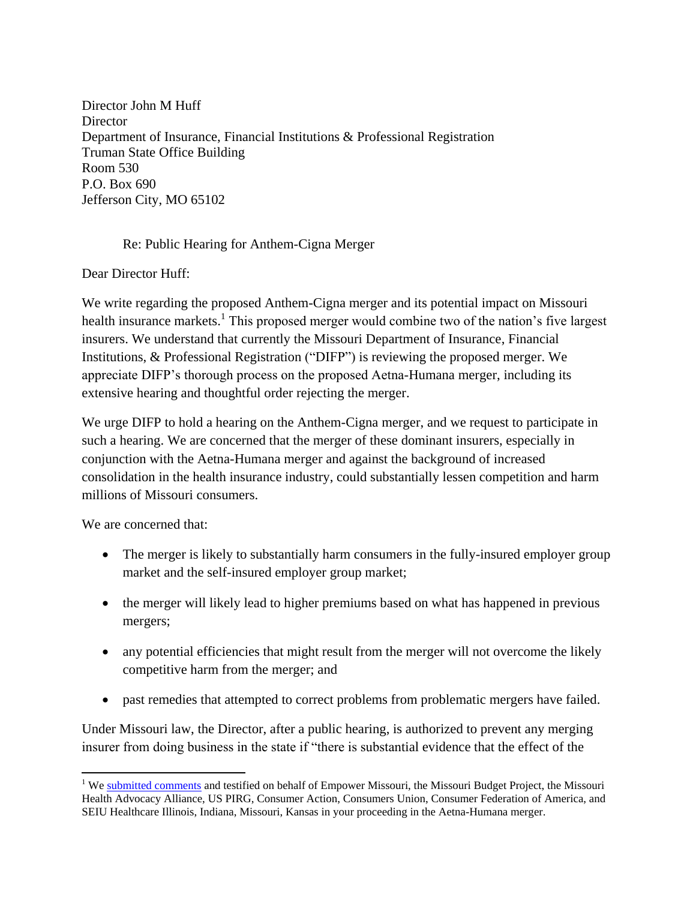Director John M Huff
Director
Department of Insurance, Financial Institutions & Professional Registration
Truman State Office Building
Room 530
P.O. Box 690
Jefferson City, MO 65102

Re: Public Hearing for Anthem-Cigna Merger

Dear Director Huff:

We write regarding the proposed Anthem-Cigna merger and its potential impact on Missouri health insurance markets.[1] This proposed merger would combine two of the nation's five largest insurers. We understand that currently the Missouri Department of Insurance, Financial Institutions, & Professional Registration ("DIFP") is reviewing the proposed merger. We appreciate DIFP's thorough process on the proposed Aetna-Humana merger, including its extensive hearing and thoughtful order rejecting the merger.

We urge DIFP to hold a hearing on the Anthem-Cigna merger, and we request to participate in such a hearing. We are concerned that the merger of these dominant insurers, especially in conjunction with the Aetna-Humana merger and against the background of increased consolidation in the health insurance industry, could substantially lessen competition and harm millions of Missouri consumers.

We are concerned that:

- The merger is likely to substantially harm consumers in the fully-insured employer group market and the self-insured employer group market;
- the merger will likely lead to higher premiums based on what has happened in previous mergers;
- any potential efficiencies that might result from the merger will not overcome the likely competitive harm from the merger; and
- past remedies that attempted to correct problems from problematic mergers have failed.

Under Missouri law, the Director, after a public hearing, is authorized to prevent any merging insurer from doing business in the state if "there is substantial evidence that the effect of the

---

[1] We submitted comments and testified on behalf of Empower Missouri, the Missouri Budget Project, the Missouri Health Advocacy Alliance, US PIRG, Consumer Action, Consumers Union, Consumer Federation of America, and SEIU Healthcare Illinois, Indiana, Missouri, Kansas in your proceeding in the Aetna-Humana merger.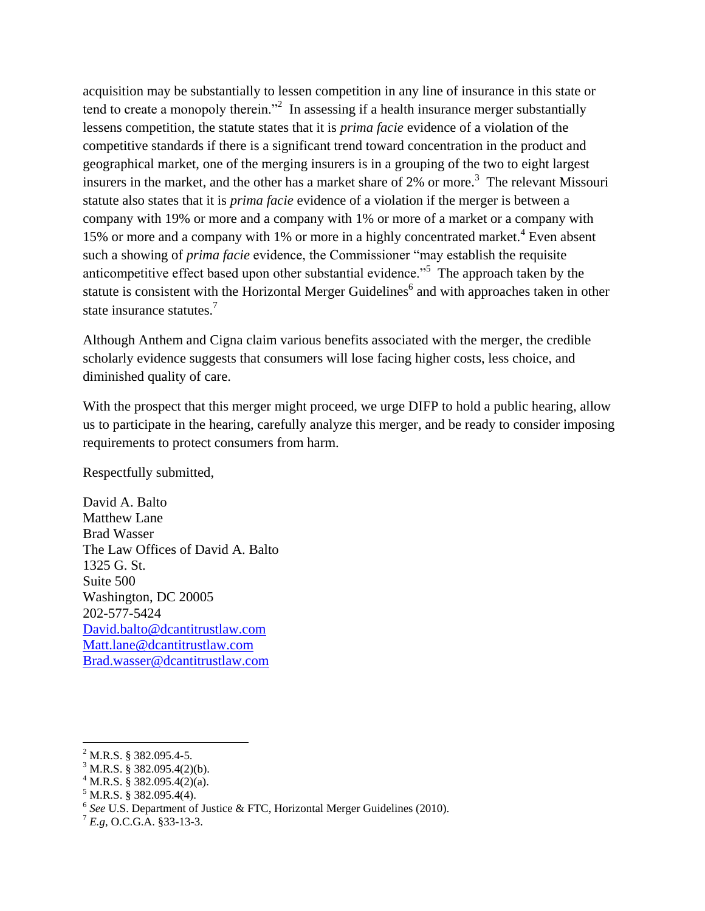acquisition may be substantially to lessen competition in any line of insurance in this state or tend to create a monopoly therein."[2] In assessing if a health insurance merger substantially lessens competition, the statute states that it is *prima facie* evidence of a violation of the competitive standards if there is a significant trend toward concentration in the product and geographical market, one of the merging insurers is in a grouping of the two to eight largest insurers in the market, and the other has a market share of 2% or more.[3] The relevant Missouri statute also states that it is *prima facie* evidence of a violation if the merger is between a company with 19% or more and a company with 1% or more of a market or a company with 15% or more and a company with 1% or more in a highly concentrated market.[4] Even absent such a showing of *prima facie* evidence, the Commissioner "may establish the requisite anticompetitive effect based upon other substantial evidence."[5] The approach taken by the statute is consistent with the Horizontal Merger Guidelines[6] and with approaches taken in other state insurance statutes.[7]

Although Anthem and Cigna claim various benefits associated with the merger, the credible scholarly evidence suggests that consumers will lose facing higher costs, less choice, and diminished quality of care.

With the prospect that this merger might proceed, we urge DIFP to hold a public hearing, allow us to participate in the hearing, carefully analyze this merger, and be ready to consider imposing requirements to protect consumers from harm.

Respectfully submitted,

David A. Balto
Matthew Lane
Brad Wasser
The Law Offices of David A. Balto
1325 G. St.
Suite 500
Washington, DC 20005
202-577-5424
David.balto@dcantitrustlaw.com
Matt.lane@dcantitrustlaw.com
Brad.wasser@dcantitrustlaw.com

---

[2] M.R.S. § 382.095.4-5.
[3] M.R.S. § 382.095.4(2)(b).
[4] M.R.S. § 382.095.4(2)(a).
[5] M.R.S. § 382.095.4(4).
[6] *See* U.S. Department of Justice & FTC, Horizontal Merger Guidelines (2010).
[7] *E.g*, O.C.G.A. §33-13-3.